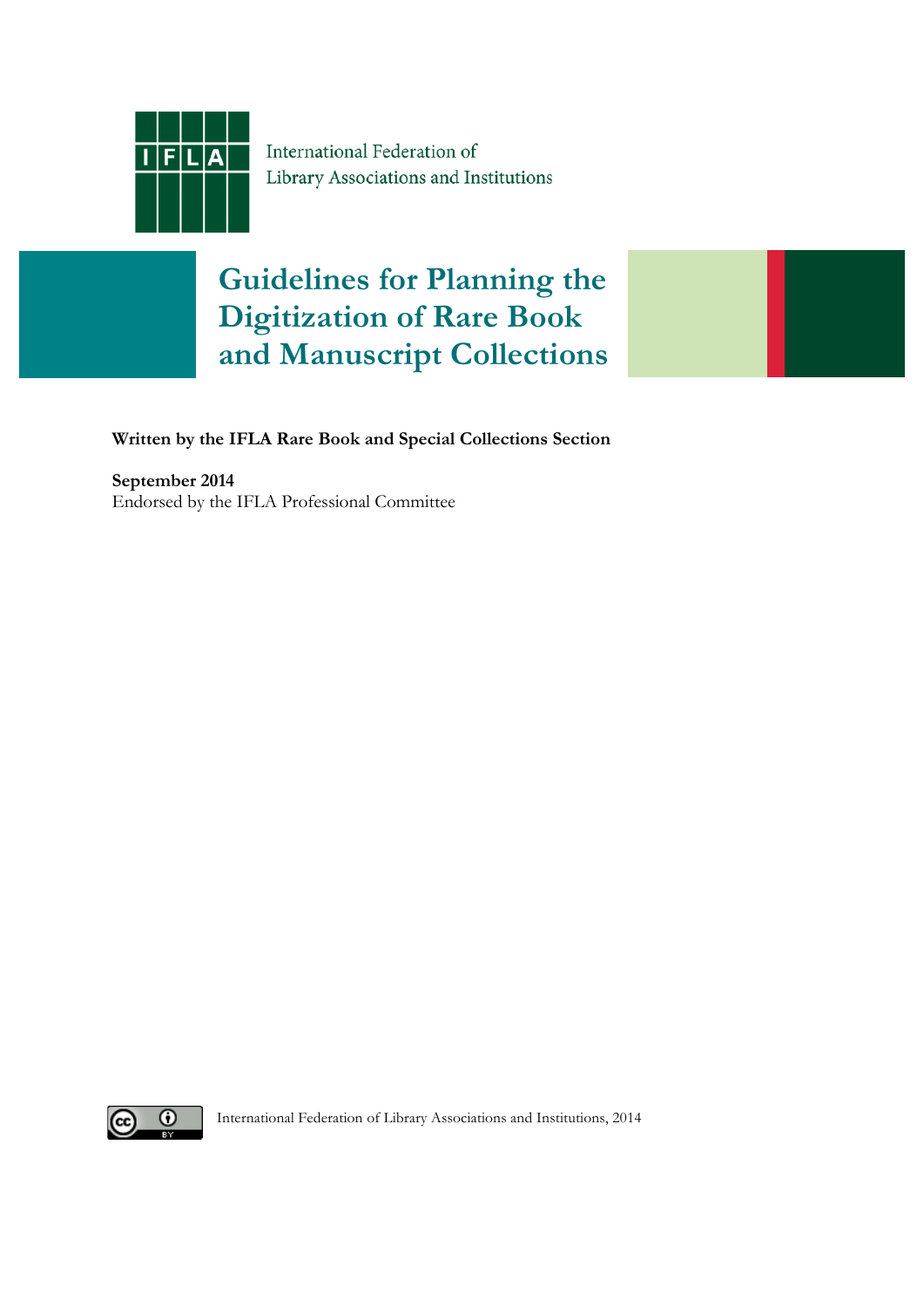International Federation of
Library Associations and Institutions

# Guidelines for Planning the Digitization of Rare Book and Manuscript Collections

**Written by the IFLA Rare Book and Special Collections Section**

**September 2014**
Endorsed by the IFLA Professional Committee

International Federation of Library Associations and Institutions, 2014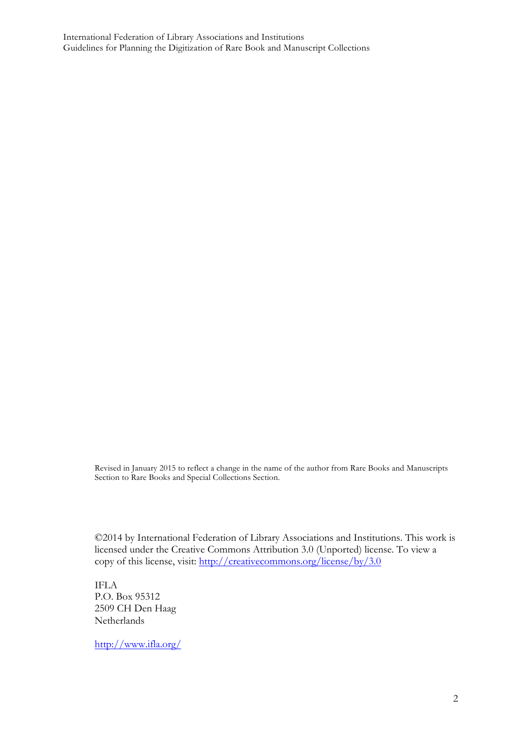Revised in January 2015 to reflect a change in the name of the author from Rare Books and Manuscripts Section to Rare Books and Special Collections Section.

©2014 by International Federation of Library Associations and Institutions. This work is licensed under the Creative Commons Attribution 3.0 (Unported) license. To view a copy of this license, visit: http://creativecommons.org/license/by/3.0

IFLA
P.O. Box 95312
2509 CH Den Haag
Netherlands

http://www.ifla.org/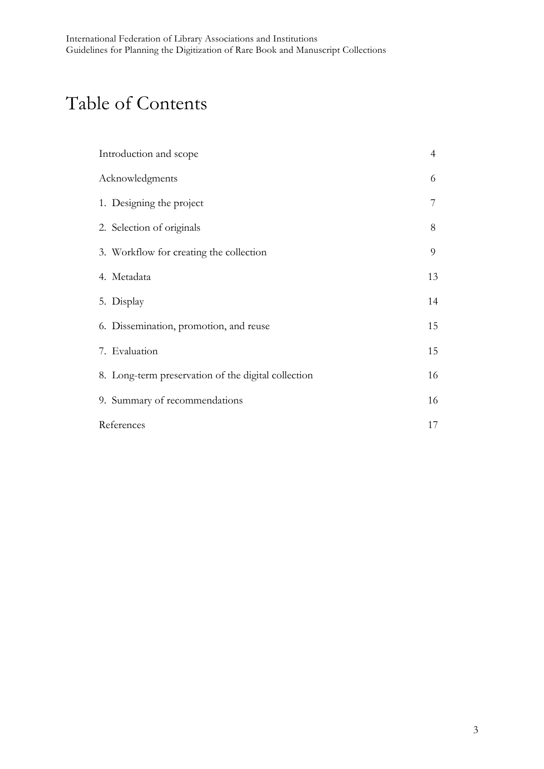# Table of Contents

| | |
|---|---|
| Introduction and scope | 4 |
| Acknowledgments | 6 |
| 1. Designing the project | 7 |
| 2. Selection of originals | 8 |
| 3. Workflow for creating the collection | 9 |
| 4. Metadata | 13 |
| 5. Display | 14 |
| 6. Dissemination, promotion, and reuse | 15 |
| 7. Evaluation | 15 |
| 8. Long-term preservation of the digital collection | 16 |
| 9. Summary of recommendations | 16 |
| References | 17 |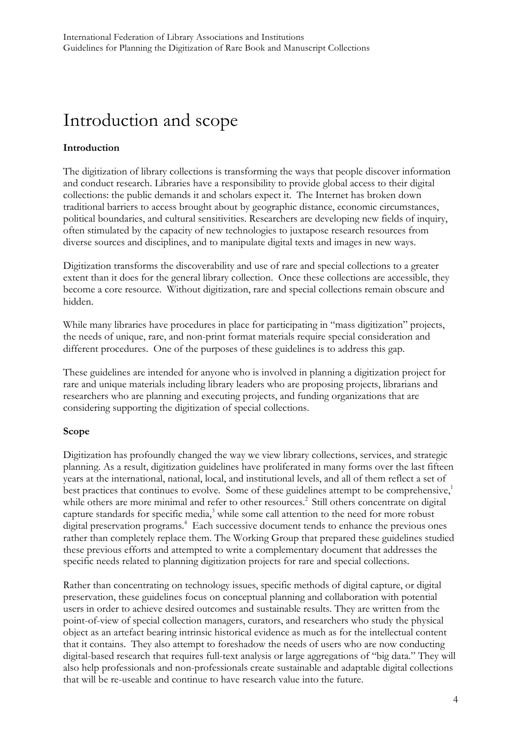# Introduction and scope

### Introduction

The digitization of library collections is transforming the ways that people discover information and conduct research. Libraries have a responsibility to provide global access to their digital collections: the public demands it and scholars expect it. The Internet has broken down traditional barriers to access brought about by geographic distance, economic circumstances, political boundaries, and cultural sensitivities. Researchers are developing new fields of inquiry, often stimulated by the capacity of new technologies to juxtapose research resources from diverse sources and disciplines, and to manipulate digital texts and images in new ways.

Digitization transforms the discoverability and use of rare and special collections to a greater extent than it does for the general library collection. Once these collections are accessible, they become a core resource. Without digitization, rare and special collections remain obscure and hidden.

While many libraries have procedures in place for participating in "mass digitization" projects, the needs of unique, rare, and non-print format materials require special consideration and different procedures. One of the purposes of these guidelines is to address this gap.

These guidelines are intended for anyone who is involved in planning a digitization project for rare and unique materials including library leaders who are proposing projects, librarians and researchers who are planning and executing projects, and funding organizations that are considering supporting the digitization of special collections.

### Scope

Digitization has profoundly changed the way we view library collections, services, and strategic planning. As a result, digitization guidelines have proliferated in many forms over the last fifteen years at the international, national, local, and institutional levels, and all of them reflect a set of best practices that continues to evolve. Some of these guidelines attempt to be comprehensive,[1] while others are more minimal and refer to other resources.[2] Still others concentrate on digital capture standards for specific media,[3] while some call attention to the need for more robust digital preservation programs.[4] Each successive document tends to enhance the previous ones rather than completely replace them. The Working Group that prepared these guidelines studied these previous efforts and attempted to write a complementary document that addresses the specific needs related to planning digitization projects for rare and special collections.

Rather than concentrating on technology issues, specific methods of digital capture, or digital preservation, these guidelines focus on conceptual planning and collaboration with potential users in order to achieve desired outcomes and sustainable results. They are written from the point-of-view of special collection managers, curators, and researchers who study the physical object as an artefact bearing intrinsic historical evidence as much as for the intellectual content that it contains. They also attempt to foreshadow the needs of users who are now conducting digital-based research that requires full-text analysis or large aggregations of "big data." They will also help professionals and non-professionals create sustainable and adaptable digital collections that will be re-useable and continue to have research value into the future.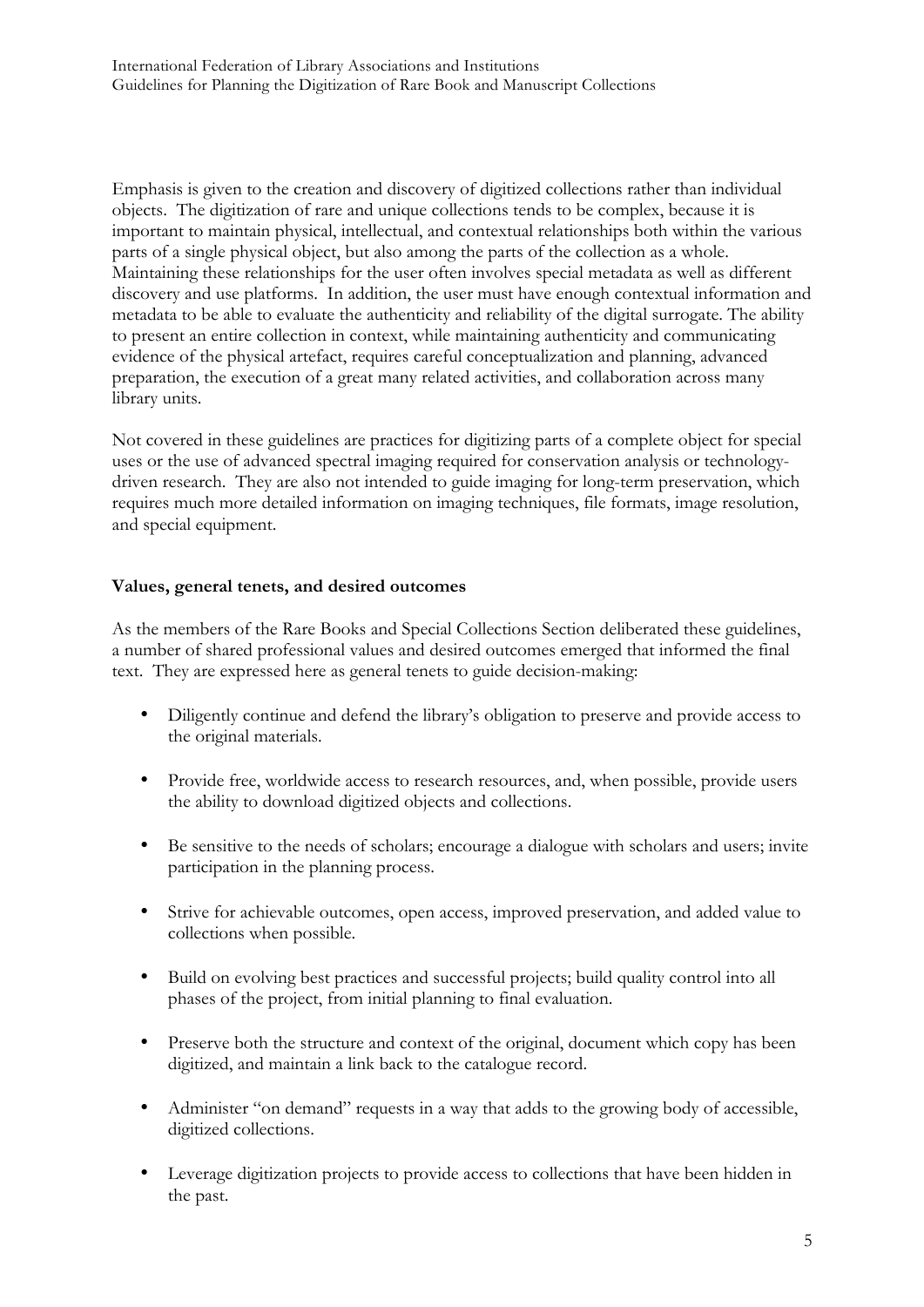Emphasis is given to the creation and discovery of digitized collections rather than individual objects. The digitization of rare and unique collections tends to be complex, because it is important to maintain physical, intellectual, and contextual relationships both within the various parts of a single physical object, but also among the parts of the collection as a whole. Maintaining these relationships for the user often involves special metadata as well as different discovery and use platforms. In addition, the user must have enough contextual information and metadata to be able to evaluate the authenticity and reliability of the digital surrogate. The ability to present an entire collection in context, while maintaining authenticity and communicating evidence of the physical artefact, requires careful conceptualization and planning, advanced preparation, the execution of a great many related activities, and collaboration across many library units.

Not covered in these guidelines are practices for digitizing parts of a complete object for special uses or the use of advanced spectral imaging required for conservation analysis or technology-driven research. They are also not intended to guide imaging for long-term preservation, which requires much more detailed information on imaging techniques, file formats, image resolution, and special equipment.

**Values, general tenets, and desired outcomes**

As the members of the Rare Books and Special Collections Section deliberated these guidelines, a number of shared professional values and desired outcomes emerged that informed the final text. They are expressed here as general tenets to guide decision-making:

- Diligently continue and defend the library's obligation to preserve and provide access to the original materials.
- Provide free, worldwide access to research resources, and, when possible, provide users the ability to download digitized objects and collections.
- Be sensitive to the needs of scholars; encourage a dialogue with scholars and users; invite participation in the planning process.
- Strive for achievable outcomes, open access, improved preservation, and added value to collections when possible.
- Build on evolving best practices and successful projects; build quality control into all phases of the project, from initial planning to final evaluation.
- Preserve both the structure and context of the original, document which copy has been digitized, and maintain a link back to the catalogue record.
- Administer "on demand" requests in a way that adds to the growing body of accessible, digitized collections.
- Leverage digitization projects to provide access to collections that have been hidden in the past.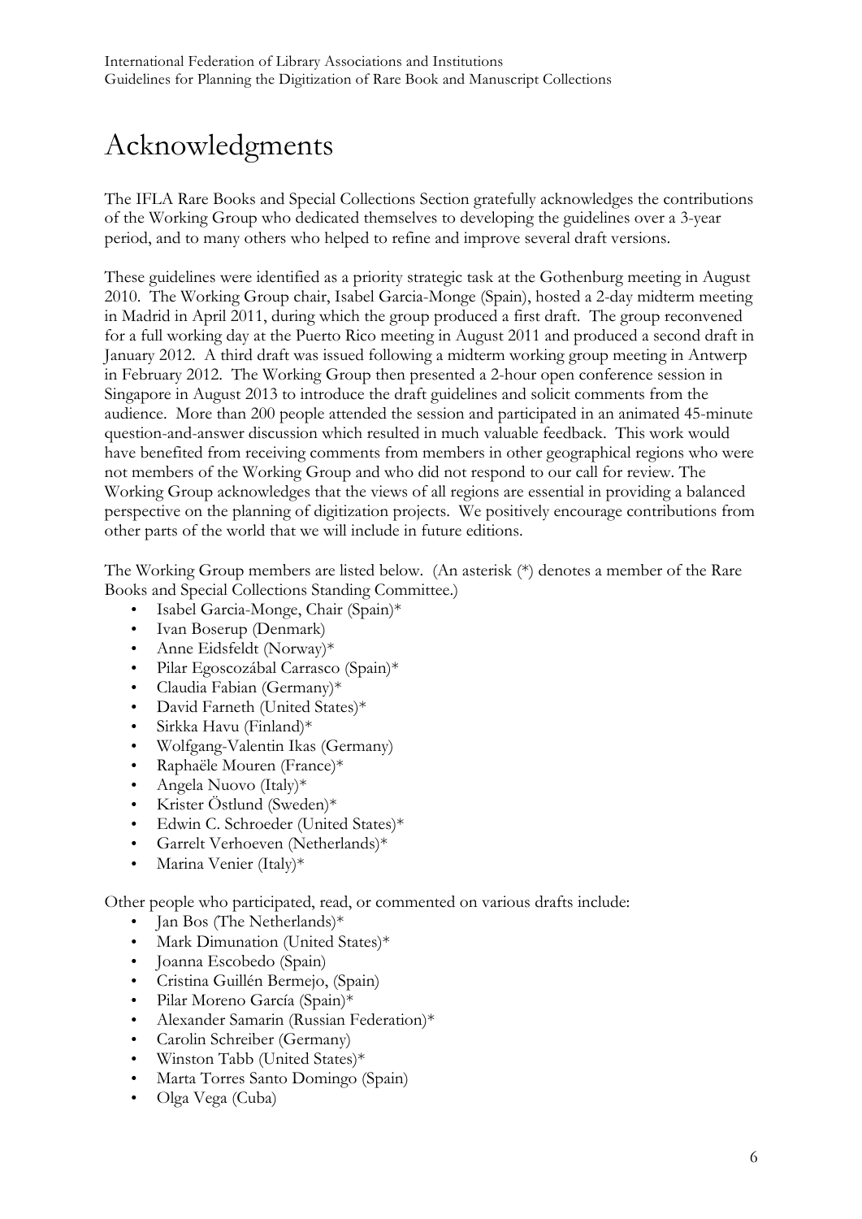# Acknowledgments

The IFLA Rare Books and Special Collections Section gratefully acknowledges the contributions of the Working Group who dedicated themselves to developing the guidelines over a 3-year period, and to many others who helped to refine and improve several draft versions.

These guidelines were identified as a priority strategic task at the Gothenburg meeting in August 2010. The Working Group chair, Isabel Garcia-Monge (Spain), hosted a 2-day midterm meeting in Madrid in April 2011, during which the group produced a first draft. The group reconvened for a full working day at the Puerto Rico meeting in August 2011 and produced a second draft in January 2012. A third draft was issued following a midterm working group meeting in Antwerp in February 2012. The Working Group then presented a 2-hour open conference session in Singapore in August 2013 to introduce the draft guidelines and solicit comments from the audience. More than 200 people attended the session and participated in an animated 45-minute question-and-answer discussion which resulted in much valuable feedback. This work would have benefited from receiving comments from members in other geographical regions who were not members of the Working Group and who did not respond to our call for review. The Working Group acknowledges that the views of all regions are essential in providing a balanced perspective on the planning of digitization projects. We positively encourage contributions from other parts of the world that we will include in future editions.

The Working Group members are listed below. (An asterisk (*) denotes a member of the Rare Books and Special Collections Standing Committee.)

- Isabel Garcia-Monge, Chair (Spain)*
- Ivan Boserup (Denmark)
- Anne Eidsfeldt (Norway)*
- Pilar Egoscozábal Carrasco (Spain)*
- Claudia Fabian (Germany)*
- David Farneth (United States)*
- Sirkka Havu (Finland)*
- Wolfgang-Valentin Ikas (Germany)
- Raphaële Mouren (France)*
- Angela Nuovo (Italy)*
- Krister Östlund (Sweden)*
- Edwin C. Schroeder (United States)*
- Garrelt Verhoeven (Netherlands)*
- Marina Venier (Italy)*

Other people who participated, read, or commented on various drafts include:

- Jan Bos (The Netherlands)*
- Mark Dimunation (United States)*
- Joanna Escobedo (Spain)
- Cristina Guillén Bermejo, (Spain)
- Pilar Moreno García (Spain)*
- Alexander Samarin (Russian Federation)*
- Carolin Schreiber (Germany)
- Winston Tabb (United States)*
- Marta Torres Santo Domingo (Spain)
- Olga Vega (Cuba)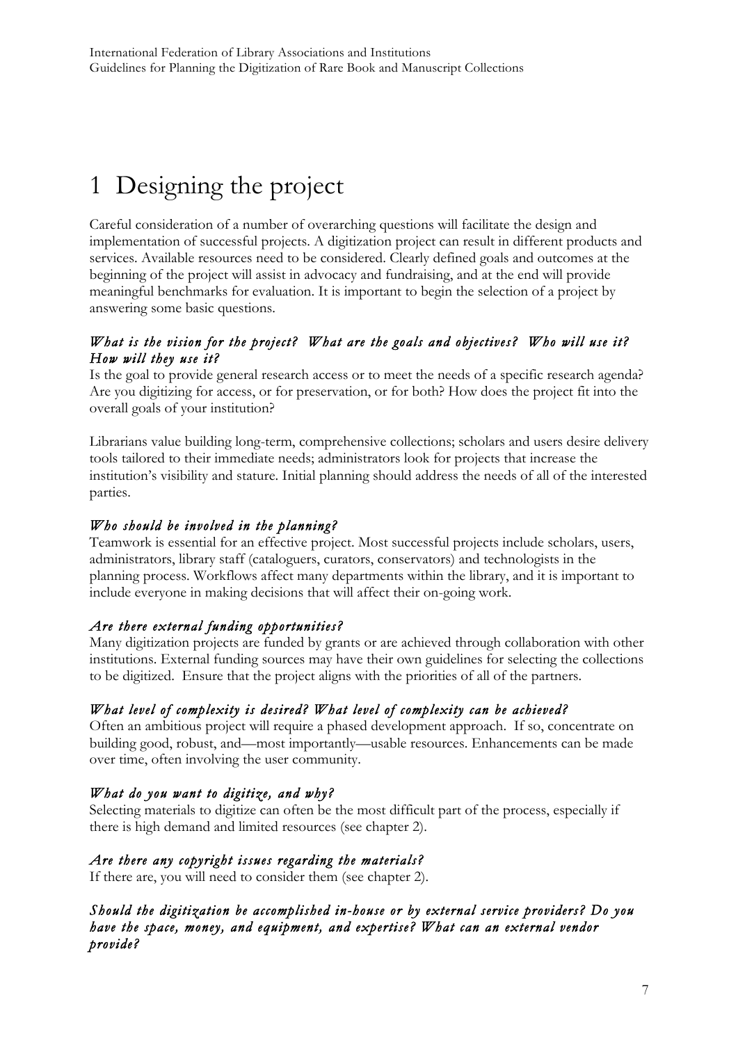# 1 Designing the project

Careful consideration of a number of overarching questions will facilitate the design and implementation of successful projects. A digitization project can result in different products and services. Available resources need to be considered. Clearly defined goals and outcomes at the beginning of the project will assist in advocacy and fundraising, and at the end will provide meaningful benchmarks for evaluation. It is important to begin the selection of a project by answering some basic questions.

***What is the vision for the project? What are the goals and objectives? Who will use it? How will they use it?***

Is the goal to provide general research access or to meet the needs of a specific research agenda? Are you digitizing for access, or for preservation, or for both? How does the project fit into the overall goals of your institution?

Librarians value building long-term, comprehensive collections; scholars and users desire delivery tools tailored to their immediate needs; administrators look for projects that increase the institution's visibility and stature. Initial planning should address the needs of all of the interested parties.

***Who should be involved in the planning?***

Teamwork is essential for an effective project. Most successful projects include scholars, users, administrators, library staff (cataloguers, curators, conservators) and technologists in the planning process. Workflows affect many departments within the library, and it is important to include everyone in making decisions that will affect their on-going work.

***Are there external funding opportunities?***

Many digitization projects are funded by grants or are achieved through collaboration with other institutions. External funding sources may have their own guidelines for selecting the collections to be digitized. Ensure that the project aligns with the priorities of all of the partners.

***What level of complexity is desired? What level of complexity can be achieved?***

Often an ambitious project will require a phased development approach. If so, concentrate on building good, robust, and—most importantly—usable resources. Enhancements can be made over time, often involving the user community.

***What do you want to digitize, and why?***

Selecting materials to digitize can often be the most difficult part of the process, especially if there is high demand and limited resources (see chapter 2).

***Are there any copyright issues regarding the materials?***

If there are, you will need to consider them (see chapter 2).

***Should the digitization be accomplished in-house or by external service providers? Do you have the space, money, and equipment, and expertise? What can an external vendor provide?***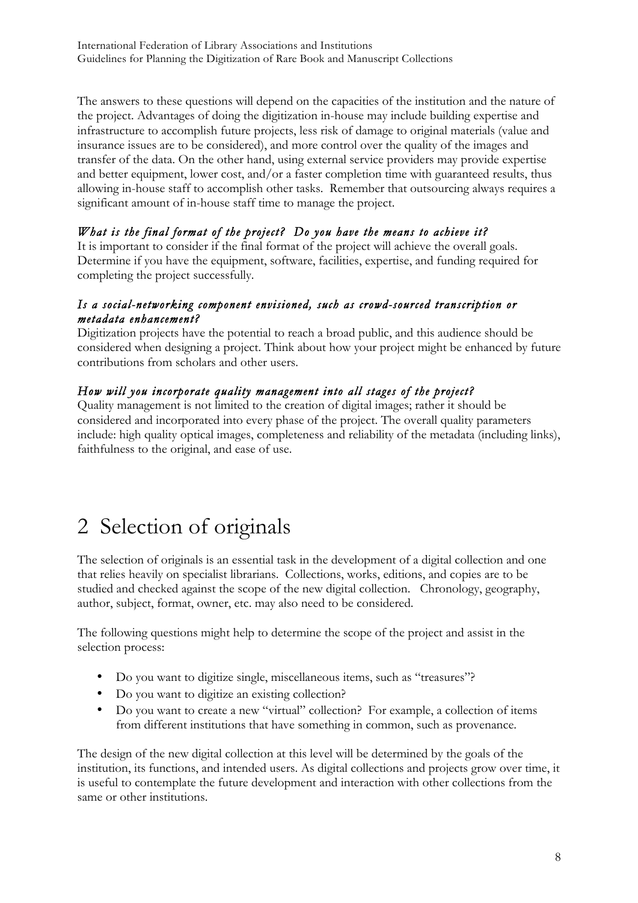The answers to these questions will depend on the capacities of the institution and the nature of the project. Advantages of doing the digitization in-house may include building expertise and infrastructure to accomplish future projects, less risk of damage to original materials (value and insurance issues are to be considered), and more control over the quality of the images and transfer of the data. On the other hand, using external service providers may provide expertise and better equipment, lower cost, and/or a faster completion time with guaranteed results, thus allowing in-house staff to accomplish other tasks. Remember that outsourcing always requires a significant amount of in-house staff time to manage the project.

*What is the final format of the project? Do you have the means to achieve it?*
It is important to consider if the final format of the project will achieve the overall goals. Determine if you have the equipment, software, facilities, expertise, and funding required for completing the project successfully.

*Is a social-networking component envisioned, such as crowd-sourced transcription or metadata enhancement?*
Digitization projects have the potential to reach a broad public, and this audience should be considered when designing a project. Think about how your project might be enhanced by future contributions from scholars and other users.

*How will you incorporate quality management into all stages of the project?*
Quality management is not limited to the creation of digital images; rather it should be considered and incorporated into every phase of the project. The overall quality parameters include: high quality optical images, completeness and reliability of the metadata (including links), faithfulness to the original, and ease of use.

# 2 Selection of originals

The selection of originals is an essential task in the development of a digital collection and one that relies heavily on specialist librarians. Collections, works, editions, and copies are to be studied and checked against the scope of the new digital collection. Chronology, geography, author, subject, format, owner, etc. may also need to be considered.

The following questions might help to determine the scope of the project and assist in the selection process:

- Do you want to digitize single, miscellaneous items, such as "treasures"?
- Do you want to digitize an existing collection?
- Do you want to create a new "virtual" collection? For example, a collection of items from different institutions that have something in common, such as provenance.

The design of the new digital collection at this level will be determined by the goals of the institution, its functions, and intended users. As digital collections and projects grow over time, it is useful to contemplate the future development and interaction with other collections from the same or other institutions.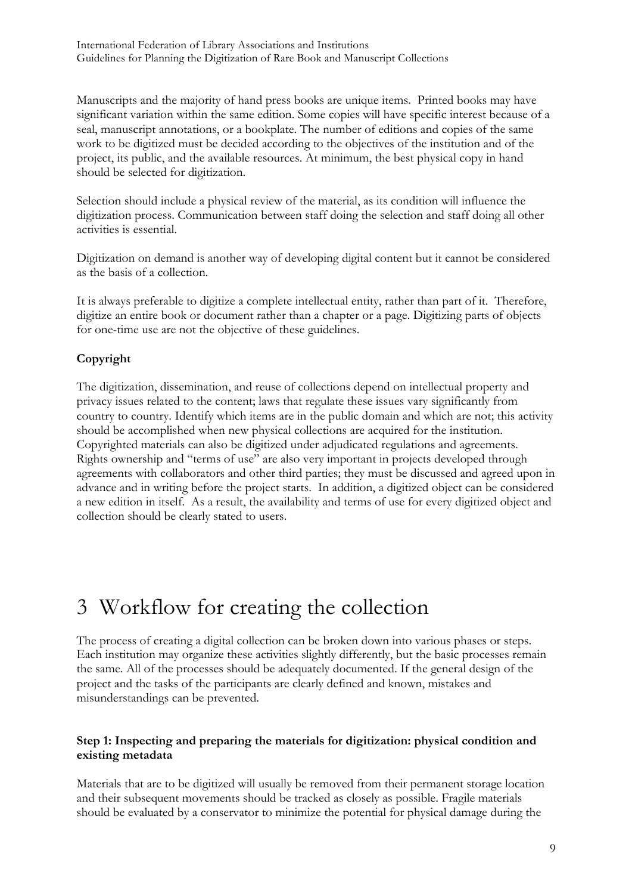Manuscripts and the majority of hand press books are unique items. Printed books may have significant variation within the same edition. Some copies will have specific interest because of a seal, manuscript annotations, or a bookplate. The number of editions and copies of the same work to be digitized must be decided according to the objectives of the institution and of the project, its public, and the available resources. At minimum, the best physical copy in hand should be selected for digitization.

Selection should include a physical review of the material, as its condition will influence the digitization process. Communication between staff doing the selection and staff doing all other activities is essential.

Digitization on demand is another way of developing digital content but it cannot be considered as the basis of a collection.

It is always preferable to digitize a complete intellectual entity, rather than part of it. Therefore, digitize an entire book or document rather than a chapter or a page. Digitizing parts of objects for one-time use are not the objective of these guidelines.

**Copyright**

The digitization, dissemination, and reuse of collections depend on intellectual property and privacy issues related to the content; laws that regulate these issues vary significantly from country to country. Identify which items are in the public domain and which are not; this activity should be accomplished when new physical collections are acquired for the institution. Copyrighted materials can also be digitized under adjudicated regulations and agreements. Rights ownership and "terms of use" are also very important in projects developed through agreements with collaborators and other third parties; they must be discussed and agreed upon in advance and in writing before the project starts. In addition, a digitized object can be considered a new edition in itself. As a result, the availability and terms of use for every digitized object and collection should be clearly stated to users.

# 3 Workflow for creating the collection

The process of creating a digital collection can be broken down into various phases or steps. Each institution may organize these activities slightly differently, but the basic processes remain the same. All of the processes should be adequately documented. If the general design of the project and the tasks of the participants are clearly defined and known, mistakes and misunderstandings can be prevented.

**Step 1: Inspecting and preparing the materials for digitization: physical condition and existing metadata**

Materials that are to be digitized will usually be removed from their permanent storage location and their subsequent movements should be tracked as closely as possible. Fragile materials should be evaluated by a conservator to minimize the potential for physical damage during the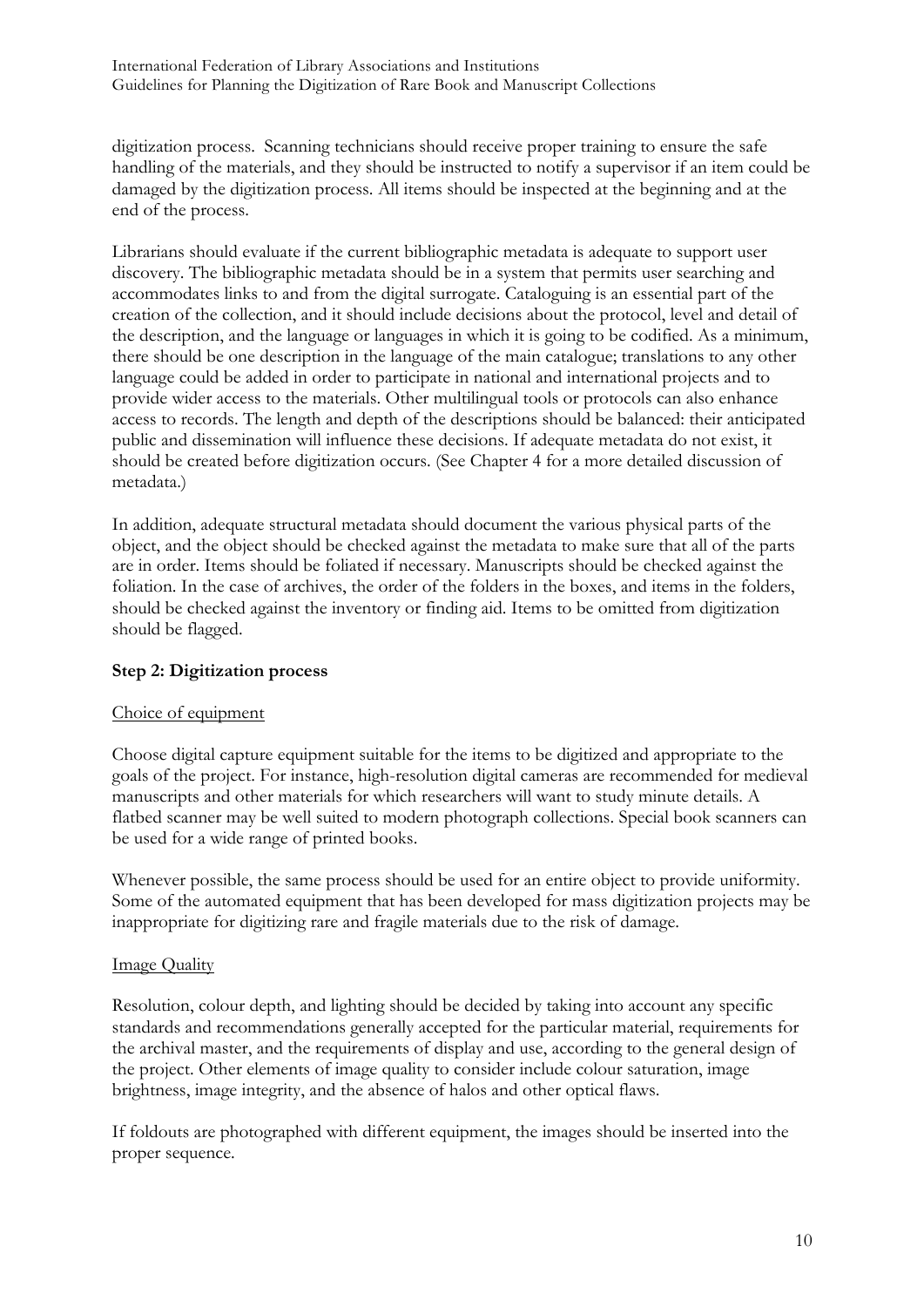digitization process. Scanning technicians should receive proper training to ensure the safe handling of the materials, and they should be instructed to notify a supervisor if an item could be damaged by the digitization process. All items should be inspected at the beginning and at the end of the process.

Librarians should evaluate if the current bibliographic metadata is adequate to support user discovery. The bibliographic metadata should be in a system that permits user searching and accommodates links to and from the digital surrogate. Cataloguing is an essential part of the creation of the collection, and it should include decisions about the protocol, level and detail of the description, and the language or languages in which it is going to be codified. As a minimum, there should be one description in the language of the main catalogue; translations to any other language could be added in order to participate in national and international projects and to provide wider access to the materials. Other multilingual tools or protocols can also enhance access to records. The length and depth of the descriptions should be balanced: their anticipated public and dissemination will influence these decisions. If adequate metadata do not exist, it should be created before digitization occurs. (See Chapter 4 for a more detailed discussion of metadata.)

In addition, adequate structural metadata should document the various physical parts of the object, and the object should be checked against the metadata to make sure that all of the parts are in order. Items should be foliated if necessary. Manuscripts should be checked against the foliation. In the case of archives, the order of the folders in the boxes, and items in the folders, should be checked against the inventory or finding aid. Items to be omitted from digitization should be flagged.

### Step 2: Digitization process

<u>Choice of equipment</u>

Choose digital capture equipment suitable for the items to be digitized and appropriate to the goals of the project. For instance, high-resolution digital cameras are recommended for medieval manuscripts and other materials for which researchers will want to study minute details. A flatbed scanner may be well suited to modern photograph collections. Special book scanners can be used for a wide range of printed books.

Whenever possible, the same process should be used for an entire object to provide uniformity. Some of the automated equipment that has been developed for mass digitization projects may be inappropriate for digitizing rare and fragile materials due to the risk of damage.

<u>Image Quality</u>

Resolution, colour depth, and lighting should be decided by taking into account any specific standards and recommendations generally accepted for the particular material, requirements for the archival master, and the requirements of display and use, according to the general design of the project. Other elements of image quality to consider include colour saturation, image brightness, image integrity, and the absence of halos and other optical flaws.

If foldouts are photographed with different equipment, the images should be inserted into the proper sequence.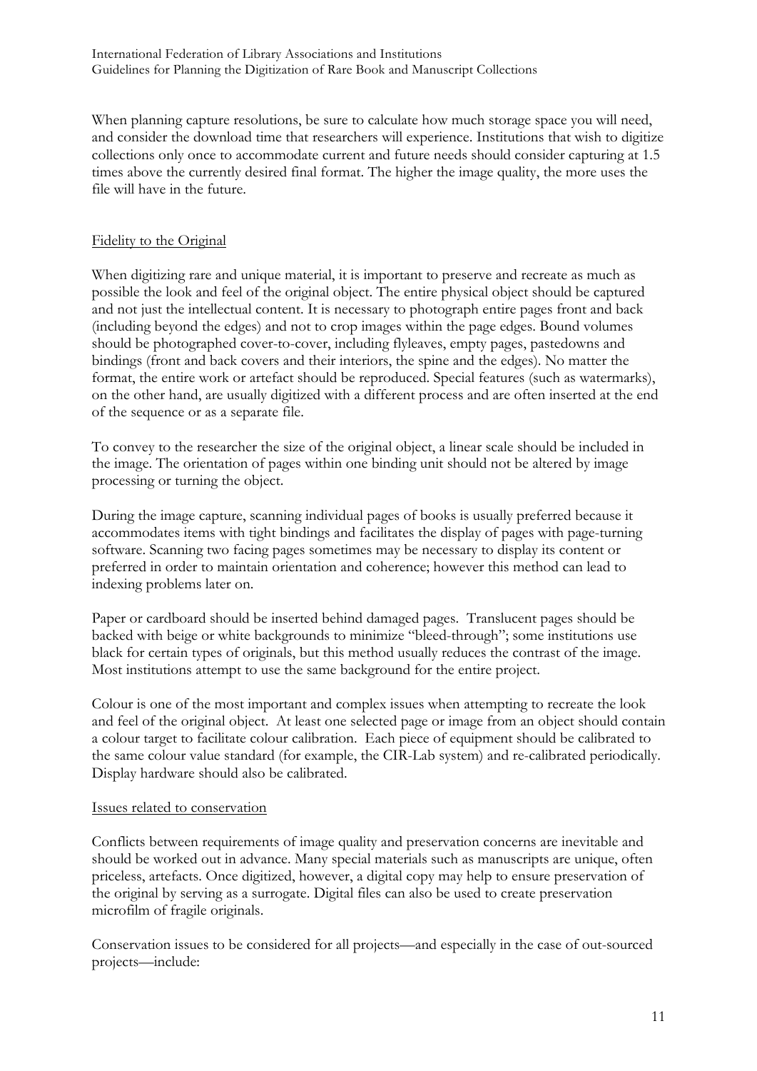When planning capture resolutions, be sure to calculate how much storage space you will need, and consider the download time that researchers will experience. Institutions that wish to digitize collections only once to accommodate current and future needs should consider capturing at 1.5 times above the currently desired final format. The higher the image quality, the more uses the file will have in the future.

### Fidelity to the Original

When digitizing rare and unique material, it is important to preserve and recreate as much as possible the look and feel of the original object. The entire physical object should be captured and not just the intellectual content. It is necessary to photograph entire pages front and back (including beyond the edges) and not to crop images within the page edges. Bound volumes should be photographed cover-to-cover, including flyleaves, empty pages, pastedowns and bindings (front and back covers and their interiors, the spine and the edges). No matter the format, the entire work or artefact should be reproduced. Special features (such as watermarks), on the other hand, are usually digitized with a different process and are often inserted at the end of the sequence or as a separate file.

To convey to the researcher the size of the original object, a linear scale should be included in the image. The orientation of pages within one binding unit should not be altered by image processing or turning the object.

During the image capture, scanning individual pages of books is usually preferred because it accommodates items with tight bindings and facilitates the display of pages with page-turning software. Scanning two facing pages sometimes may be necessary to display its content or preferred in order to maintain orientation and coherence; however this method can lead to indexing problems later on.

Paper or cardboard should be inserted behind damaged pages. Translucent pages should be backed with beige or white backgrounds to minimize "bleed-through"; some institutions use black for certain types of originals, but this method usually reduces the contrast of the image. Most institutions attempt to use the same background for the entire project.

Colour is one of the most important and complex issues when attempting to recreate the look and feel of the original object. At least one selected page or image from an object should contain a colour target to facilitate colour calibration. Each piece of equipment should be calibrated to the same colour value standard (for example, the CIR-Lab system) and re-calibrated periodically. Display hardware should also be calibrated.

### Issues related to conservation

Conflicts between requirements of image quality and preservation concerns are inevitable and should be worked out in advance. Many special materials such as manuscripts are unique, often priceless, artefacts. Once digitized, however, a digital copy may help to ensure preservation of the original by serving as a surrogate. Digital files can also be used to create preservation microfilm of fragile originals.

Conservation issues to be considered for all projects—and especially in the case of out-sourced projects—include: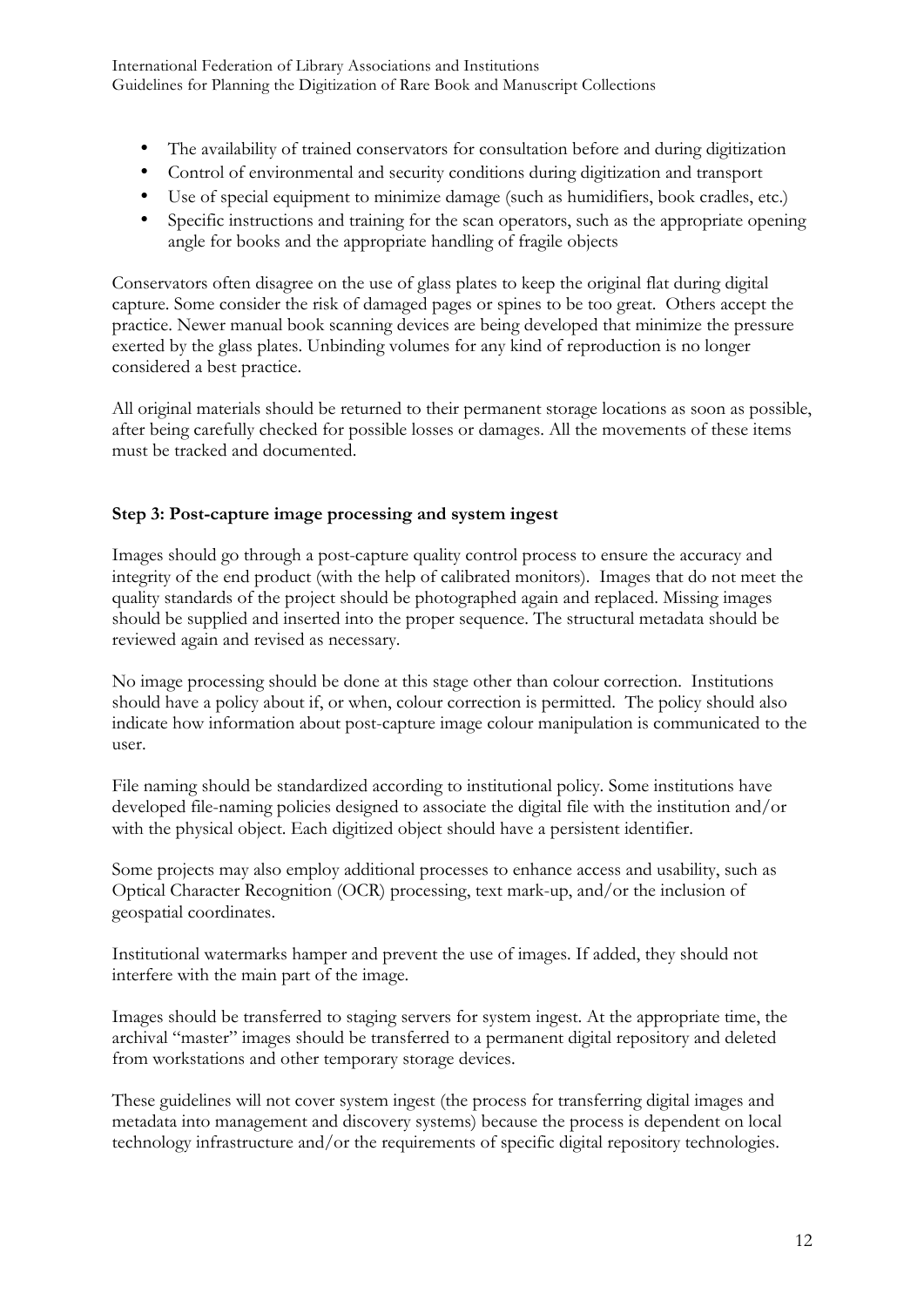- The availability of trained conservators for consultation before and during digitization
- Control of environmental and security conditions during digitization and transport
- Use of special equipment to minimize damage (such as humidifiers, book cradles, etc.)
- Specific instructions and training for the scan operators, such as the appropriate opening angle for books and the appropriate handling of fragile objects

Conservators often disagree on the use of glass plates to keep the original flat during digital capture. Some consider the risk of damaged pages or spines to be too great. Others accept the practice. Newer manual book scanning devices are being developed that minimize the pressure exerted by the glass plates. Unbinding volumes for any kind of reproduction is no longer considered a best practice.

All original materials should be returned to their permanent storage locations as soon as possible, after being carefully checked for possible losses or damages. All the movements of these items must be tracked and documented.

**Step 3: Post-capture image processing and system ingest**

Images should go through a post-capture quality control process to ensure the accuracy and integrity of the end product (with the help of calibrated monitors). Images that do not meet the quality standards of the project should be photographed again and replaced. Missing images should be supplied and inserted into the proper sequence. The structural metadata should be reviewed again and revised as necessary.

No image processing should be done at this stage other than colour correction. Institutions should have a policy about if, or when, colour correction is permitted. The policy should also indicate how information about post-capture image colour manipulation is communicated to the user.

File naming should be standardized according to institutional policy. Some institutions have developed file-naming policies designed to associate the digital file with the institution and/or with the physical object. Each digitized object should have a persistent identifier.

Some projects may also employ additional processes to enhance access and usability, such as Optical Character Recognition (OCR) processing, text mark-up, and/or the inclusion of geospatial coordinates.

Institutional watermarks hamper and prevent the use of images. If added, they should not interfere with the main part of the image.

Images should be transferred to staging servers for system ingest. At the appropriate time, the archival "master" images should be transferred to a permanent digital repository and deleted from workstations and other temporary storage devices.

These guidelines will not cover system ingest (the process for transferring digital images and metadata into management and discovery systems) because the process is dependent on local technology infrastructure and/or the requirements of specific digital repository technologies.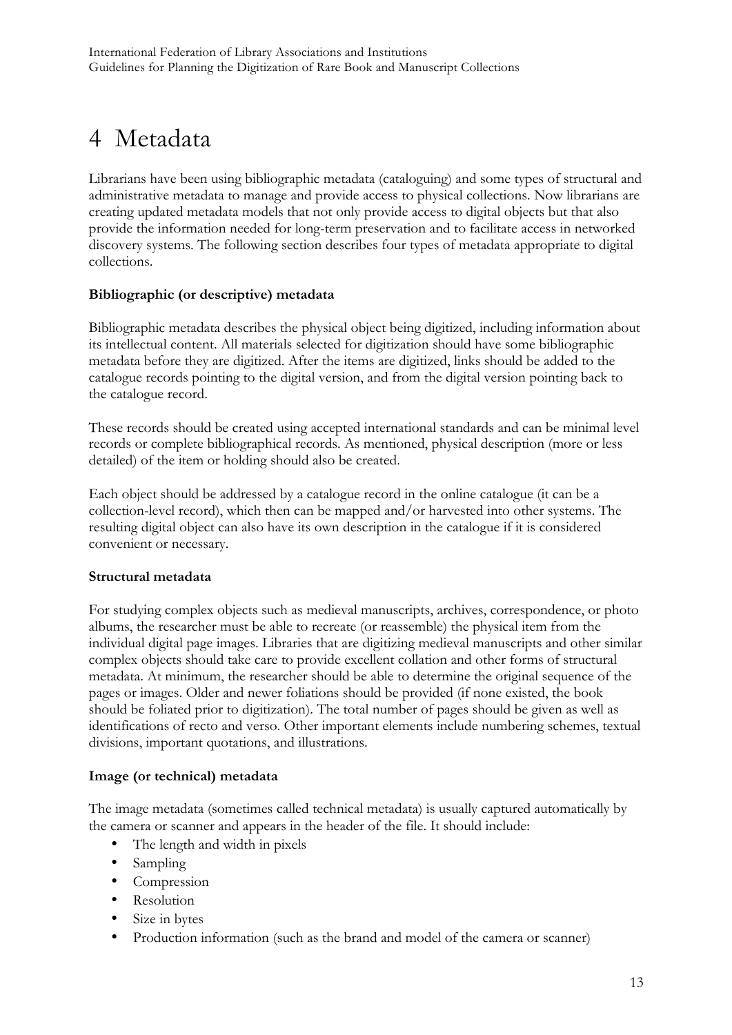# 4 Metadata

Librarians have been using bibliographic metadata (cataloguing) and some types of structural and administrative metadata to manage and provide access to physical collections. Now librarians are creating updated metadata models that not only provide access to digital objects but that also provide the information needed for long-term preservation and to facilitate access in networked discovery systems. The following section describes four types of metadata appropriate to digital collections.

**Bibliographic (or descriptive) metadata**

Bibliographic metadata describes the physical object being digitized, including information about its intellectual content. All materials selected for digitization should have some bibliographic metadata before they are digitized. After the items are digitized, links should be added to the catalogue records pointing to the digital version, and from the digital version pointing back to the catalogue record.

These records should be created using accepted international standards and can be minimal level records or complete bibliographical records. As mentioned, physical description (more or less detailed) of the item or holding should also be created.

Each object should be addressed by a catalogue record in the online catalogue (it can be a collection-level record), which then can be mapped and/or harvested into other systems. The resulting digital object can also have its own description in the catalogue if it is considered convenient or necessary.

**Structural metadata**

For studying complex objects such as medieval manuscripts, archives, correspondence, or photo albums, the researcher must be able to recreate (or reassemble) the physical item from the individual digital page images. Libraries that are digitizing medieval manuscripts and other similar complex objects should take care to provide excellent collation and other forms of structural metadata. At minimum, the researcher should be able to determine the original sequence of the pages or images. Older and newer foliations should be provided (if none existed, the book should be foliated prior to digitization). The total number of pages should be given as well as identifications of recto and verso. Other important elements include numbering schemes, textual divisions, important quotations, and illustrations.

**Image (or technical) metadata**

The image metadata (sometimes called technical metadata) is usually captured automatically by the camera or scanner and appears in the header of the file. It should include:

- The length and width in pixels
- Sampling
- Compression
- Resolution
- Size in bytes
- Production information (such as the brand and model of the camera or scanner)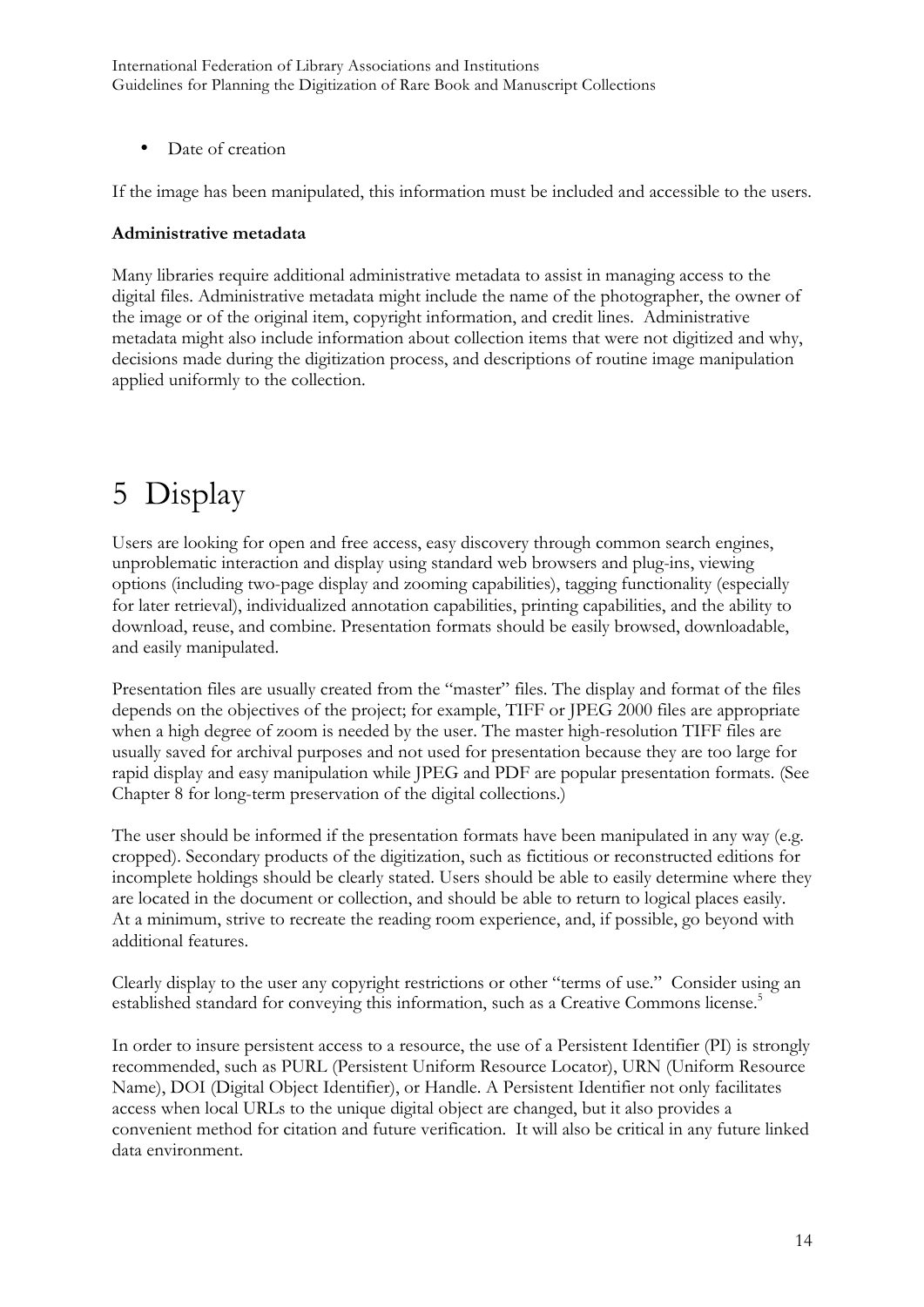- Date of creation

If the image has been manipulated, this information must be included and accessible to the users.

**Administrative metadata**

Many libraries require additional administrative metadata to assist in managing access to the digital files. Administrative metadata might include the name of the photographer, the owner of the image or of the original item, copyright information, and credit lines. Administrative metadata might also include information about collection items that were not digitized and why, decisions made during the digitization process, and descriptions of routine image manipulation applied uniformly to the collection.

# 5 Display

Users are looking for open and free access, easy discovery through common search engines, unproblematic interaction and display using standard web browsers and plug-ins, viewing options (including two-page display and zooming capabilities), tagging functionality (especially for later retrieval), individualized annotation capabilities, printing capabilities, and the ability to download, reuse, and combine. Presentation formats should be easily browsed, downloadable, and easily manipulated.

Presentation files are usually created from the "master" files. The display and format of the files depends on the objectives of the project; for example, TIFF or JPEG 2000 files are appropriate when a high degree of zoom is needed by the user. The master high-resolution TIFF files are usually saved for archival purposes and not used for presentation because they are too large for rapid display and easy manipulation while JPEG and PDF are popular presentation formats. (See Chapter 8 for long-term preservation of the digital collections.)

The user should be informed if the presentation formats have been manipulated in any way (e.g. cropped). Secondary products of the digitization, such as fictitious or reconstructed editions for incomplete holdings should be clearly stated. Users should be able to easily determine where they are located in the document or collection, and should be able to return to logical places easily. At a minimum, strive to recreate the reading room experience, and, if possible, go beyond with additional features.

Clearly display to the user any copyright restrictions or other "terms of use." Consider using an established standard for conveying this information, such as a Creative Commons license.[5]

In order to insure persistent access to a resource, the use of a Persistent Identifier (PI) is strongly recommended, such as PURL (Persistent Uniform Resource Locator), URN (Uniform Resource Name), DOI (Digital Object Identifier), or Handle. A Persistent Identifier not only facilitates access when local URLs to the unique digital object are changed, but it also provides a convenient method for citation and future verification. It will also be critical in any future linked data environment.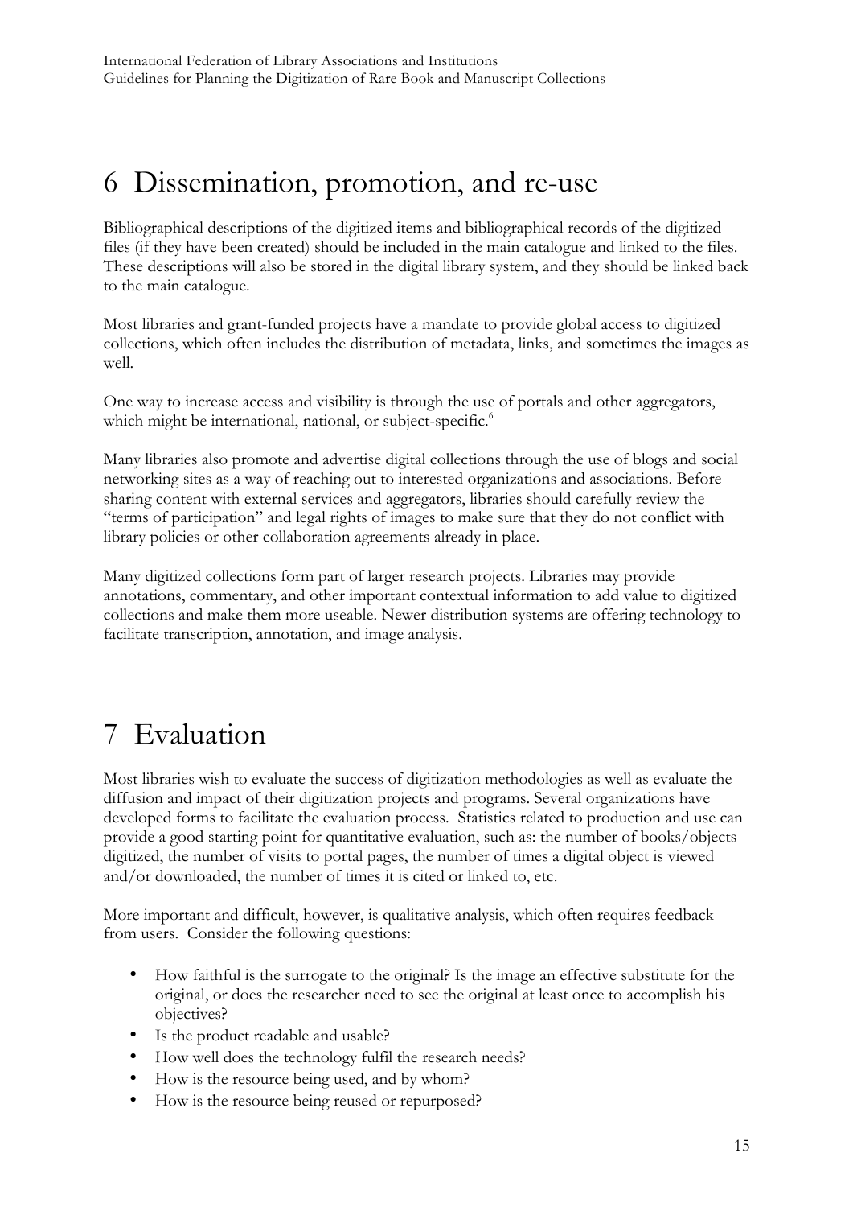# 6 Dissemination, promotion, and re-use

Bibliographical descriptions of the digitized items and bibliographical records of the digitized files (if they have been created) should be included in the main catalogue and linked to the files. These descriptions will also be stored in the digital library system, and they should be linked back to the main catalogue.

Most libraries and grant-funded projects have a mandate to provide global access to digitized collections, which often includes the distribution of metadata, links, and sometimes the images as well.

One way to increase access and visibility is through the use of portals and other aggregators, which might be international, national, or subject-specific.[6]

Many libraries also promote and advertise digital collections through the use of blogs and social networking sites as a way of reaching out to interested organizations and associations. Before sharing content with external services and aggregators, libraries should carefully review the "terms of participation" and legal rights of images to make sure that they do not conflict with library policies or other collaboration agreements already in place.

Many digitized collections form part of larger research projects. Libraries may provide annotations, commentary, and other important contextual information to add value to digitized collections and make them more useable. Newer distribution systems are offering technology to facilitate transcription, annotation, and image analysis.

# 7 Evaluation

Most libraries wish to evaluate the success of digitization methodologies as well as evaluate the diffusion and impact of their digitization projects and programs. Several organizations have developed forms to facilitate the evaluation process. Statistics related to production and use can provide a good starting point for quantitative evaluation, such as: the number of books/objects digitized, the number of visits to portal pages, the number of times a digital object is viewed and/or downloaded, the number of times it is cited or linked to, etc.

More important and difficult, however, is qualitative analysis, which often requires feedback from users. Consider the following questions:

- How faithful is the surrogate to the original? Is the image an effective substitute for the original, or does the researcher need to see the original at least once to accomplish his objectives?
- Is the product readable and usable?
- How well does the technology fulfil the research needs?
- How is the resource being used, and by whom?
- How is the resource being reused or repurposed?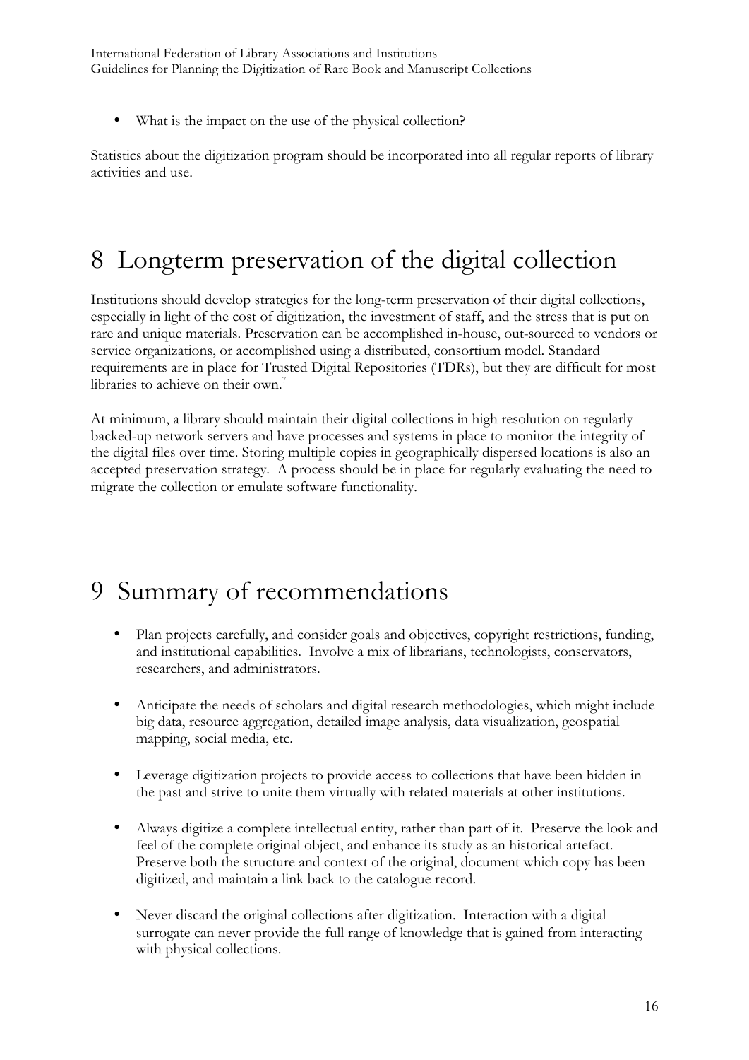- What is the impact on the use of the physical collection?

Statistics about the digitization program should be incorporated into all regular reports of library activities and use.

# 8 Longterm preservation of the digital collection

Institutions should develop strategies for the long-term preservation of their digital collections, especially in light of the cost of digitization, the investment of staff, and the stress that is put on rare and unique materials. Preservation can be accomplished in-house, out-sourced to vendors or service organizations, or accomplished using a distributed, consortium model. Standard requirements are in place for Trusted Digital Repositories (TDRs), but they are difficult for most libraries to achieve on their own.[7]

At minimum, a library should maintain their digital collections in high resolution on regularly backed-up network servers and have processes and systems in place to monitor the integrity of the digital files over time. Storing multiple copies in geographically dispersed locations is also an accepted preservation strategy. A process should be in place for regularly evaluating the need to migrate the collection or emulate software functionality.

# 9 Summary of recommendations

- Plan projects carefully, and consider goals and objectives, copyright restrictions, funding, and institutional capabilities. Involve a mix of librarians, technologists, conservators, researchers, and administrators.

- Anticipate the needs of scholars and digital research methodologies, which might include big data, resource aggregation, detailed image analysis, data visualization, geospatial mapping, social media, etc.

- Leverage digitization projects to provide access to collections that have been hidden in the past and strive to unite them virtually with related materials at other institutions.

- Always digitize a complete intellectual entity, rather than part of it. Preserve the look and feel of the complete original object, and enhance its study as an historical artefact. Preserve both the structure and context of the original, document which copy has been digitized, and maintain a link back to the catalogue record.

- Never discard the original collections after digitization. Interaction with a digital surrogate can never provide the full range of knowledge that is gained from interacting with physical collections.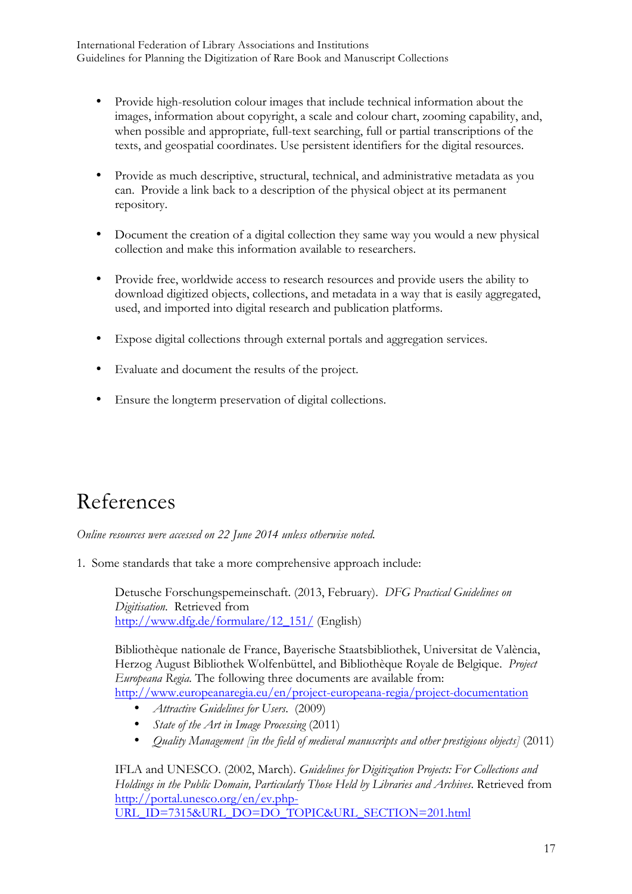- Provide high-resolution colour images that include technical information about the images, information about copyright, a scale and colour chart, zooming capability, and, when possible and appropriate, full-text searching, full or partial transcriptions of the texts, and geospatial coordinates. Use persistent identifiers for the digital resources.

- Provide as much descriptive, structural, technical, and administrative metadata as you can. Provide a link back to a description of the physical object at its permanent repository.

- Document the creation of a digital collection they same way you would a new physical collection and make this information available to researchers.

- Provide free, worldwide access to research resources and provide users the ability to download digitized objects, collections, and metadata in a way that is easily aggregated, used, and imported into digital research and publication platforms.

- Expose digital collections through external portals and aggregation services.

- Evaluate and document the results of the project.

- Ensure the longterm preservation of digital collections.

# References

*Online resources were accessed on 22 June 2014 unless otherwise noted.*

1. Some standards that take a more comprehensive approach include:

   Detusche Forschungspemeinschaft. (2013, February). *DFG Practical Guidelines on Digitisation.* Retrieved from http://www.dfg.de/formulare/12_151/ (English)

   Bibliothèque nationale de France, Bayerische Staatsbibliothek, Universitat de València, Herzog August Bibliothek Wolfenbüttel, and Bibliothèque Royale de Belgique. *Project Europeana Regia.* The following three documents are available from: http://www.europeanaregia.eu/en/project-europeana-regia/project-documentation
   - *Attractive Guidelines for Users.* (2009)
   - *State of the Art in Image Processing* (2011)
   - *Quality Management [in the field of medieval manuscripts and other prestigious objects]* (2011)

   IFLA and UNESCO. (2002, March). *Guidelines for Digitization Projects: For Collections and Holdings in the Public Domain, Particularly Those Held by Libraries and Archives.* Retrieved from http://portal.unesco.org/en/ev.php-URL_ID=7315&URL_DO=DO_TOPIC&URL_SECTION=201.html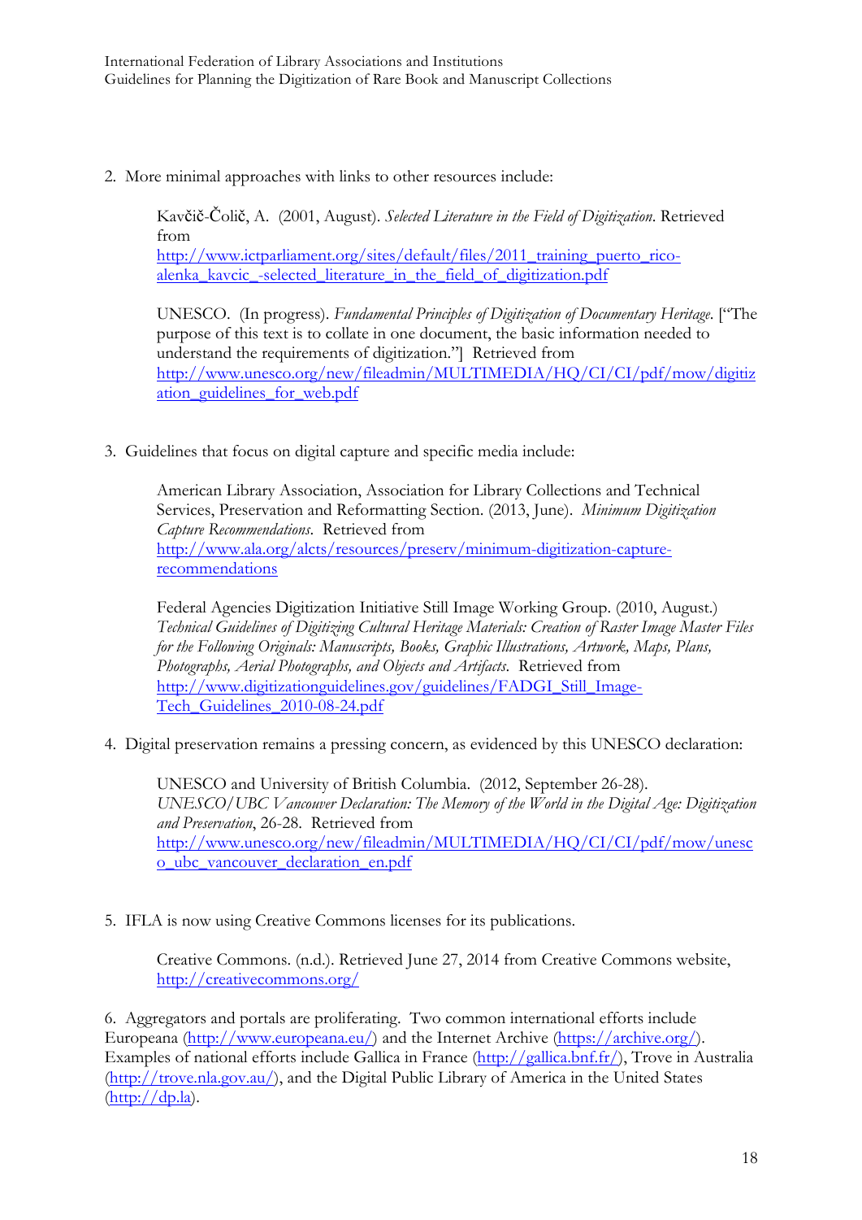2. More minimal approaches with links to other resources include:

   Kavčič-Čolič, A. (2001, August). *Selected Literature in the Field of Digitization*. Retrieved from http://www.ictparliament.org/sites/default/files/2011_training_puerto_rico-alenka_kavcic_-selected_literature_in_the_field_of_digitization.pdf

   UNESCO. (In progress). *Fundamental Principles of Digitization of Documentary Heritage*. ["The purpose of this text is to collate in one document, the basic information needed to understand the requirements of digitization."] Retrieved from http://www.unesco.org/new/fileadmin/MULTIMEDIA/HQ/CI/CI/pdf/mow/digitization_guidelines_for_web.pdf

3. Guidelines that focus on digital capture and specific media include:

   American Library Association, Association for Library Collections and Technical Services, Preservation and Reformatting Section. (2013, June). *Minimum Digitization Capture Recommendations*. Retrieved from http://www.ala.org/alcts/resources/preserv/minimum-digitization-capture-recommendations

   Federal Agencies Digitization Initiative Still Image Working Group. (2010, August.) *Technical Guidelines of Digitizing Cultural Heritage Materials: Creation of Raster Image Master Files for the Following Originals: Manuscripts, Books, Graphic Illustrations, Artwork, Maps, Plans, Photographs, Aerial Photographs, and Objects and Artifacts*. Retrieved from http://www.digitizationguidelines.gov/guidelines/FADGI_Still_Image-Tech_Guidelines_2010-08-24.pdf

4. Digital preservation remains a pressing concern, as evidenced by this UNESCO declaration:

   UNESCO and University of British Columbia. (2012, September 26-28). *UNESCO/UBC Vancouver Declaration: The Memory of the World in the Digital Age: Digitization and Preservation*, 26-28. Retrieved from http://www.unesco.org/new/fileadmin/MULTIMEDIA/HQ/CI/CI/pdf/mow/unesco_ubc_vancouver_declaration_en.pdf

5. IFLA is now using Creative Commons licenses for its publications.

   Creative Commons. (n.d.). Retrieved June 27, 2014 from Creative Commons website, http://creativecommons.org/

6. Aggregators and portals are proliferating. Two common international efforts include Europeana (http://www.europeana.eu/) and the Internet Archive (https://archive.org/). Examples of national efforts include Gallica in France (http://gallica.bnf.fr/), Trove in Australia (http://trove.nla.gov.au/), and the Digital Public Library of America in the United States (http://dp.la).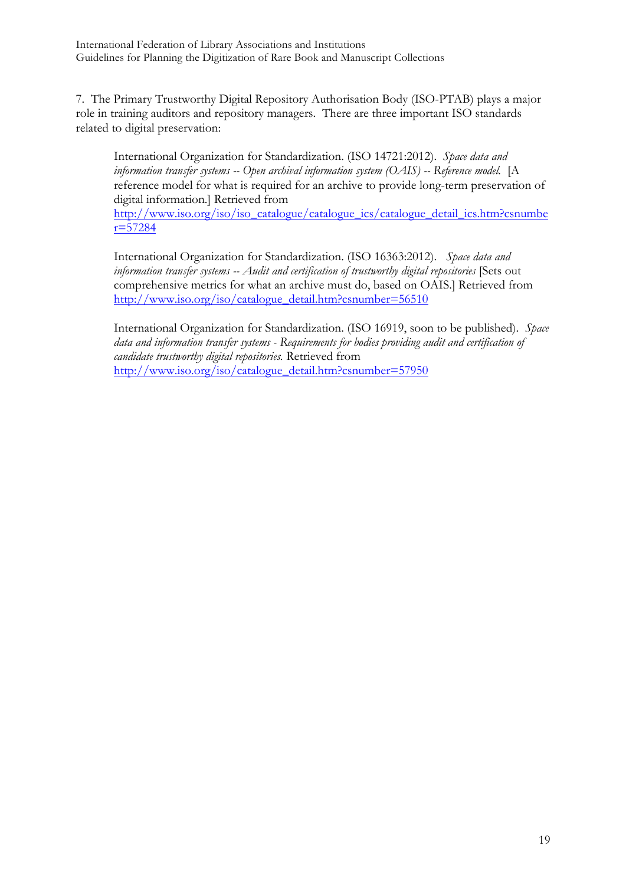7. The Primary Trustworthy Digital Repository Authorisation Body (ISO-PTAB) plays a major role in training auditors and repository managers. There are three important ISO standards related to digital preservation:

> International Organization for Standardization. (ISO 14721:2012). *Space data and information transfer systems -- Open archival information system (OAIS) -- Reference model.* [A reference model for what is required for an archive to provide long-term preservation of digital information.] Retrieved from [http://www.iso.org/iso/iso_catalogue/catalogue_ics/catalogue_detail_ics.htm?csnumber=57284](http://www.iso.org/iso/iso_catalogue/catalogue_ics/catalogue_detail_ics.htm?csnumber=57284)
>
> International Organization for Standardization. (ISO 16363:2012). *Space data and information transfer systems -- Audit and certification of trustworthy digital repositories* [Sets out comprehensive metrics for what an archive must do, based on OAIS.] Retrieved from [http://www.iso.org/iso/catalogue_detail.htm?csnumber=56510](http://www.iso.org/iso/catalogue_detail.htm?csnumber=56510)
>
> International Organization for Standardization. (ISO 16919, soon to be published). *Space data and information transfer systems - Requirements for bodies providing audit and certification of candidate trustworthy digital repositories.* Retrieved from [http://www.iso.org/iso/catalogue_detail.htm?csnumber=57950](http://www.iso.org/iso/catalogue_detail.htm?csnumber=57950)